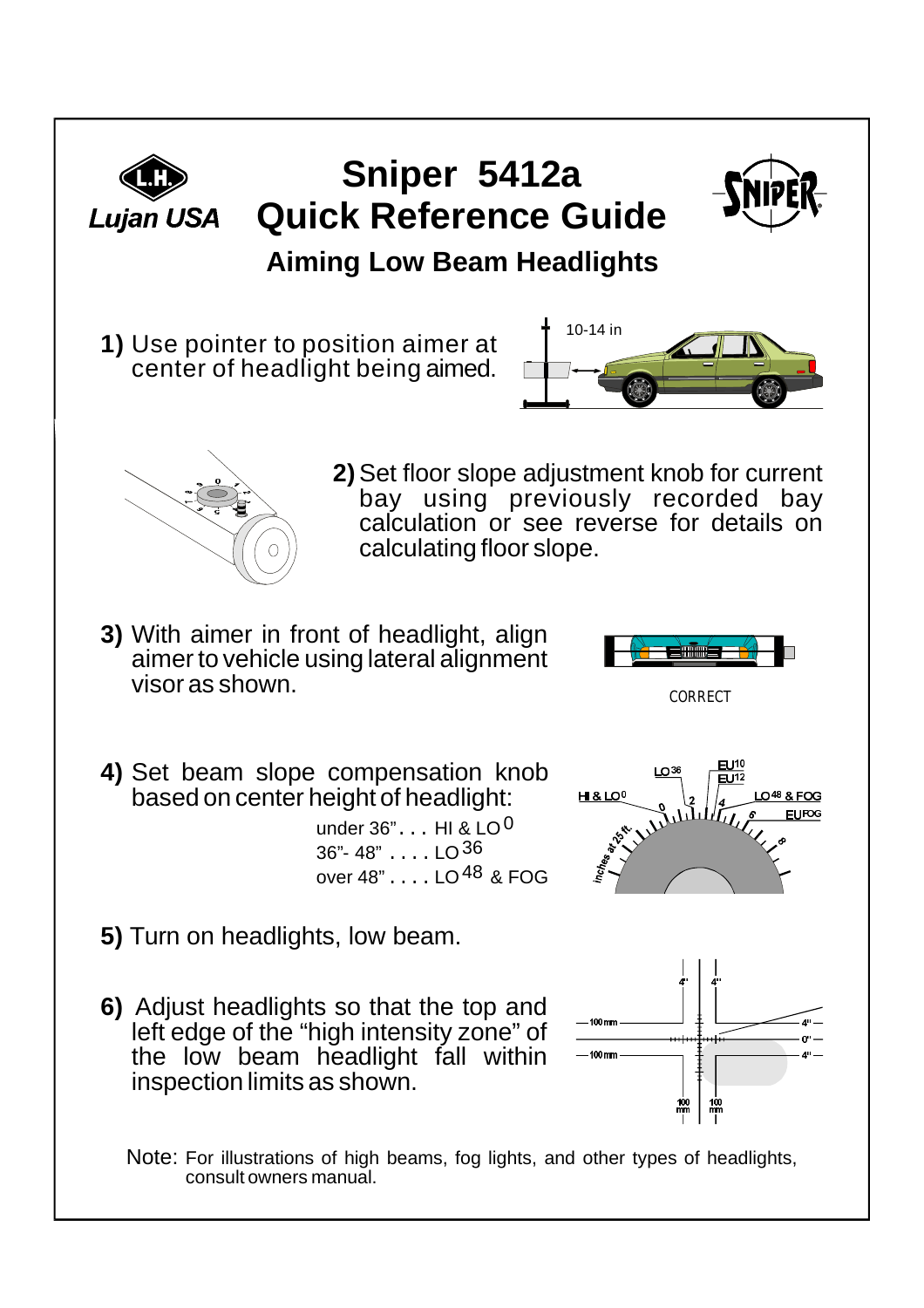Lujan USA

# Sniper 5412a Quick Reference Guide

## Aiming Low Beam Headlights

**1)** Use pointer to position aimer at center of headlight being aimed.

10-14 in

**2)** Set floor slope adjustment knob for current bay using previously recorded bay calculation or see reverse for details on calculating floor slope.

**3)** With aimer in front of headlight, align aimer to vehicle using lateral alignment visor as shown.

CORRECT

**4)** Set beam slope compensation knob based on center height of headlight:

under 36". . . HI & LO 0
36"- 48" . . . . LO 36
over 48" . . . . LO 48 & FOG

**5)** Turn on headlights, low beam.

**6)** Adjust headlights so that the top and left edge of the "high intensity zone" of the low beam headlight fall within inspection limits as shown.

Note: For illustrations of high beams, fog lights, and other types of headlights, consult owners manual.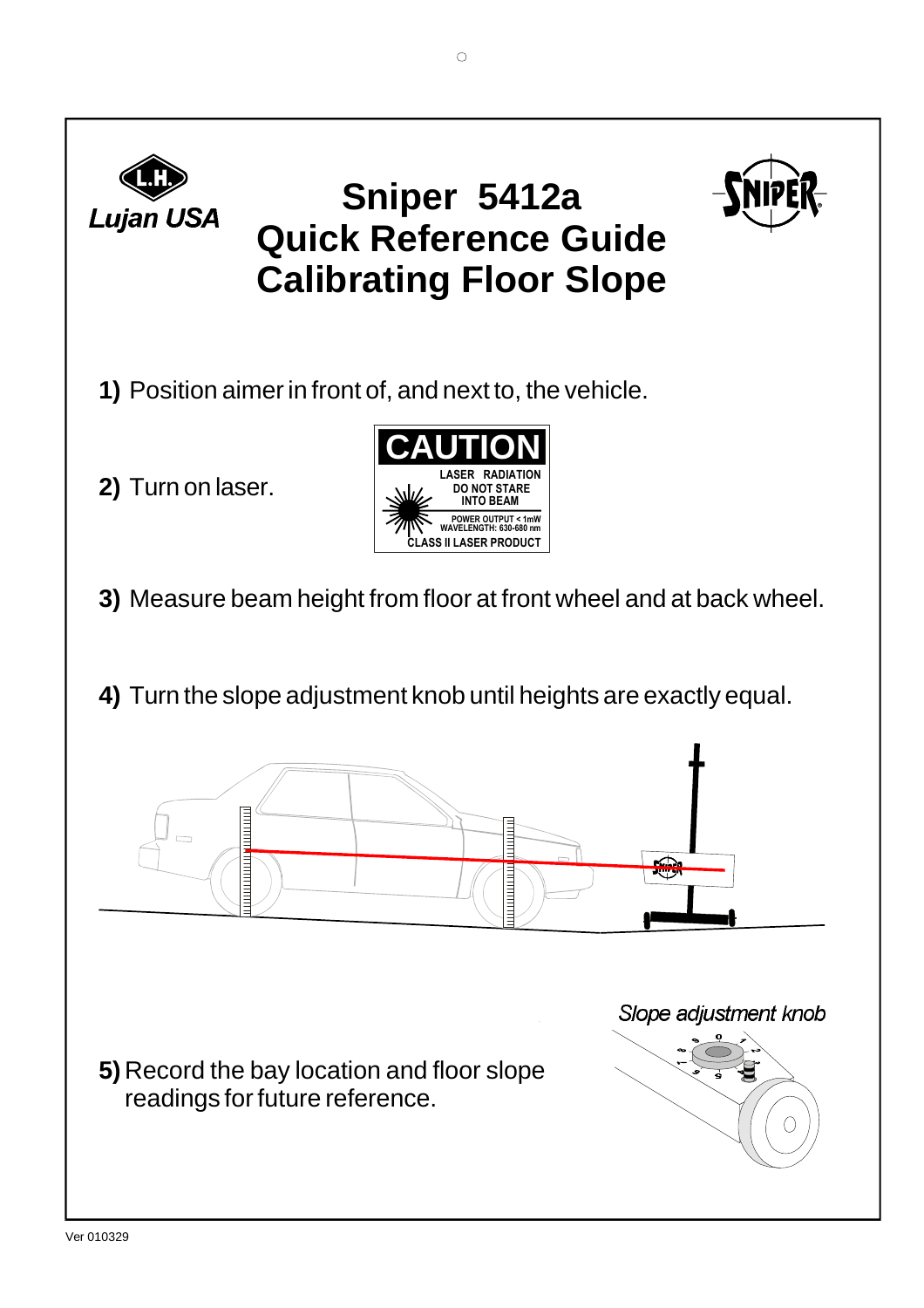Lujan USA

# Sniper 5412a Quick Reference Guide Calibrating Floor Slope

**1)** Position aimer in front of, and next to, the vehicle.

**2)** Turn on laser.

CAUTION
LASER RADIATION
DO NOT STARE
INTO BEAM
POWER OUTPUT < 1mW
WAVELENGTH: 630-680 nm
CLASS II LASER PRODUCT

**3)** Measure beam height from floor at front wheel and at back wheel.

**4)** Turn the slope adjustment knob until heights are exactly equal.

*Slope adjustment knob*

**5)** Record the bay location and floor slope readings for future reference.

Ver 010329